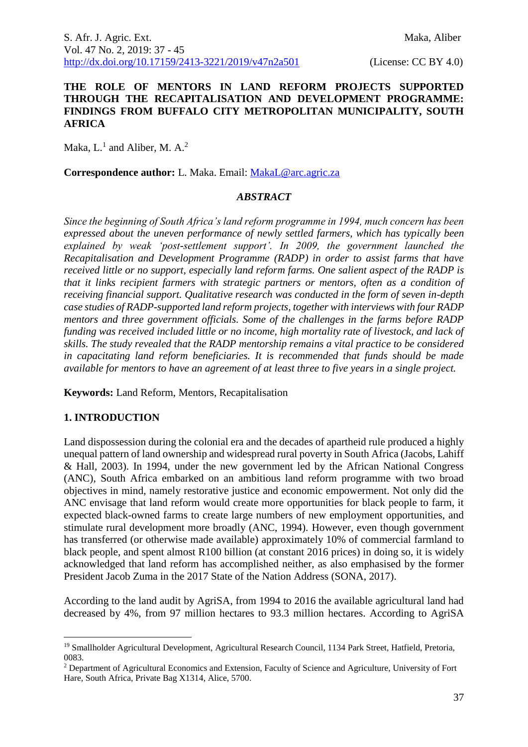# THE ROLE OF MENTORS IN LAND REFORM PROJECTS SUPPORTED THROUGH THE RECAPITALISATION AND DEVELOPMENT PROGRAMME: FINDINGS FROM BUFFALO CITY METROPOLITAN MUNICIPALITY, SOUTH AFRICA

Maka, L.[1] and Aliber, M. A.[2]

**Correspondence author:** L. Maka. Email: MakaL@arc.agric.za

## *ABSTRACT*

*Since the beginning of South Africa's land reform programme in 1994, much concern has been expressed about the uneven performance of newly settled farmers, which has typically been explained by weak 'post-settlement support'. In 2009, the government launched the Recapitalisation and Development Programme (RADP) in order to assist farms that have received little or no support, especially land reform farms. One salient aspect of the RADP is that it links recipient farmers with strategic partners or mentors, often as a condition of receiving financial support. Qualitative research was conducted in the form of seven in-depth case studies of RADP-supported land reform projects, together with interviews with four RADP mentors and three government officials. Some of the challenges in the farms before RADP funding was received included little or no income, high mortality rate of livestock, and lack of skills. The study revealed that the RADP mentorship remains a vital practice to be considered in capacitating land reform beneficiaries. It is recommended that funds should be made available for mentors to have an agreement of at least three to five years in a single project.*

**Keywords:** Land Reform, Mentors, Recapitalisation

## 1. INTRODUCTION

Land dispossession during the colonial era and the decades of apartheid rule produced a highly unequal pattern of land ownership and widespread rural poverty in South Africa (Jacobs, Lahiff & Hall, 2003). In 1994, under the new government led by the African National Congress (ANC), South Africa embarked on an ambitious land reform programme with two broad objectives in mind, namely restorative justice and economic empowerment. Not only did the ANC envisage that land reform would create more opportunities for black people to farm, it expected black-owned farms to create large numbers of new employment opportunities, and stimulate rural development more broadly (ANC, 1994). However, even though government has transferred (or otherwise made available) approximately 10% of commercial farmland to black people, and spent almost R100 billion (at constant 2016 prices) in doing so, it is widely acknowledged that land reform has accomplished neither, as also emphasised by the former President Jacob Zuma in the 2017 State of the Nation Address (SONA, 2017).

According to the land audit by AgriSA, from 1994 to 2016 the available agricultural land had decreased by 4%, from 97 million hectares to 93.3 million hectares. According to AgriSA

---

[1] Smallholder Agricultural Development, Agricultural Research Council, 1134 Park Street, Hatfield, Pretoria, 0083.

[2] Department of Agricultural Economics and Extension, Faculty of Science and Agriculture, University of Fort Hare, South Africa, Private Bag X1314, Alice, 5700.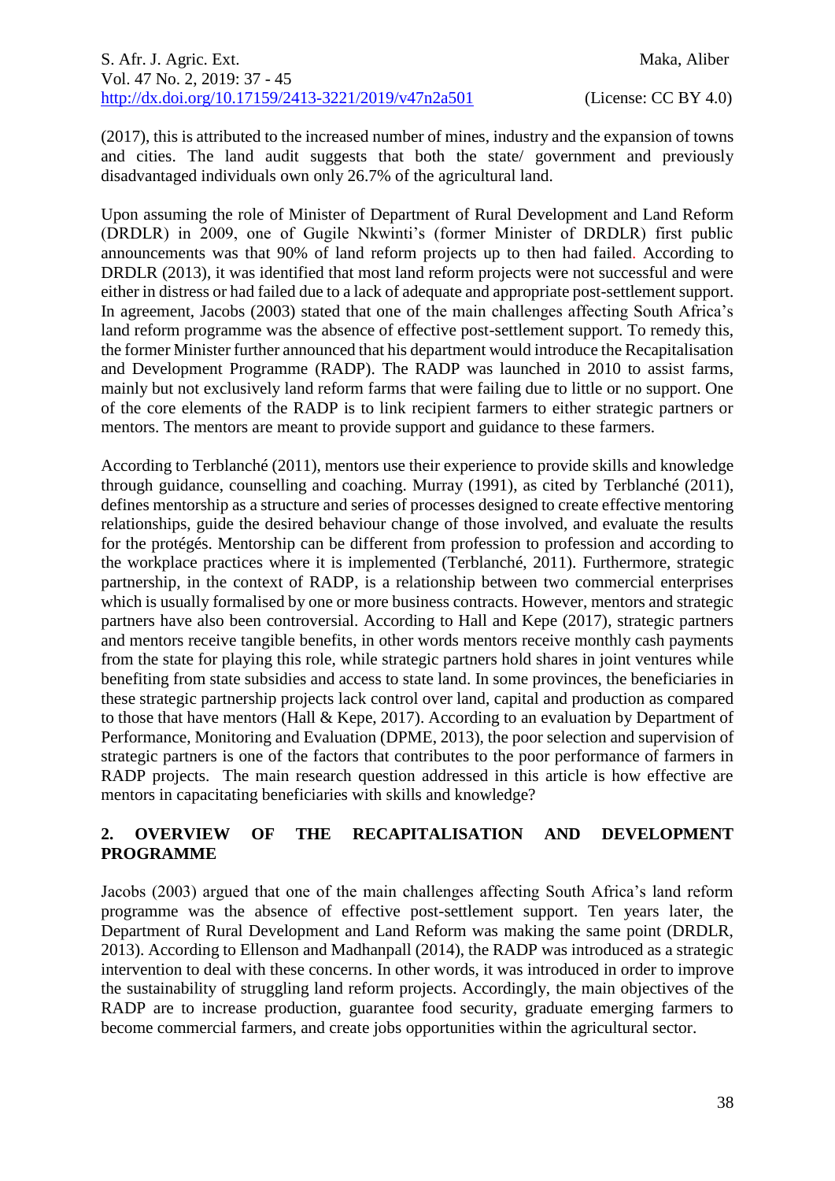(2017), this is attributed to the increased number of mines, industry and the expansion of towns and cities. The land audit suggests that both the state/ government and previously disadvantaged individuals own only 26.7% of the agricultural land.

Upon assuming the role of Minister of Department of Rural Development and Land Reform (DRDLR) in 2009, one of Gugile Nkwinti's (former Minister of DRDLR) first public announcements was that 90% of land reform projects up to then had failed. According to DRDLR (2013), it was identified that most land reform projects were not successful and were either in distress or had failed due to a lack of adequate and appropriate post-settlement support. In agreement, Jacobs (2003) stated that one of the main challenges affecting South Africa's land reform programme was the absence of effective post-settlement support. To remedy this, the former Minister further announced that his department would introduce the Recapitalisation and Development Programme (RADP). The RADP was launched in 2010 to assist farms, mainly but not exclusively land reform farms that were failing due to little or no support. One of the core elements of the RADP is to link recipient farmers to either strategic partners or mentors. The mentors are meant to provide support and guidance to these farmers.

According to Terblanché (2011), mentors use their experience to provide skills and knowledge through guidance, counselling and coaching. Murray (1991), as cited by Terblanché (2011), defines mentorship as a structure and series of processes designed to create effective mentoring relationships, guide the desired behaviour change of those involved, and evaluate the results for the protégés. Mentorship can be different from profession to profession and according to the workplace practices where it is implemented (Terblanché, 2011). Furthermore, strategic partnership, in the context of RADP, is a relationship between two commercial enterprises which is usually formalised by one or more business contracts. However, mentors and strategic partners have also been controversial. According to Hall and Kepe (2017), strategic partners and mentors receive tangible benefits, in other words mentors receive monthly cash payments from the state for playing this role, while strategic partners hold shares in joint ventures while benefiting from state subsidies and access to state land. In some provinces, the beneficiaries in these strategic partnership projects lack control over land, capital and production as compared to those that have mentors (Hall & Kepe, 2017). According to an evaluation by Department of Performance, Monitoring and Evaluation (DPME, 2013), the poor selection and supervision of strategic partners is one of the factors that contributes to the poor performance of farmers in RADP projects. The main research question addressed in this article is how effective are mentors in capacitating beneficiaries with skills and knowledge?

## 2. OVERVIEW OF THE RECAPITALISATION AND DEVELOPMENT PROGRAMME

Jacobs (2003) argued that one of the main challenges affecting South Africa's land reform programme was the absence of effective post-settlement support. Ten years later, the Department of Rural Development and Land Reform was making the same point (DRDLR, 2013). According to Ellenson and Madhanpall (2014), the RADP was introduced as a strategic intervention to deal with these concerns. In other words, it was introduced in order to improve the sustainability of struggling land reform projects. Accordingly, the main objectives of the RADP are to increase production, guarantee food security, graduate emerging farmers to become commercial farmers, and create jobs opportunities within the agricultural sector.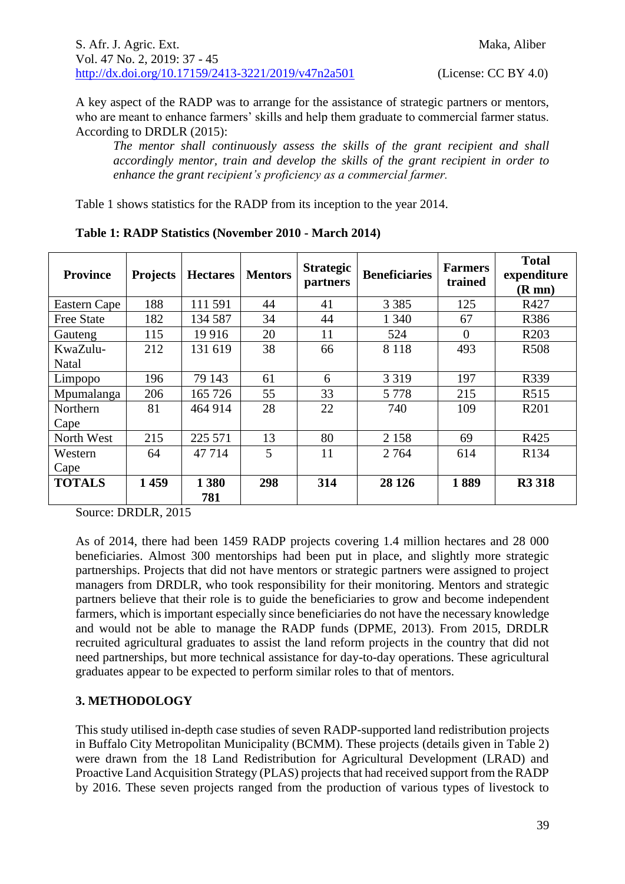A key aspect of the RADP was to arrange for the assistance of strategic partners or mentors, who are meant to enhance farmers' skills and help them graduate to commercial farmer status. According to DRDLR (2015):

> *The mentor shall continuously assess the skills of the grant recipient and shall accordingly mentor, train and develop the skills of the grant recipient in order to enhance the grant recipient's proficiency as a commercial farmer.*

Table 1 shows statistics for the RADP from its inception to the year 2014.

**Table 1: RADP Statistics (November 2010 - March 2014)**

| Province | Projects | Hectares | Mentors | Strategic partners | Beneficiaries | Farmers trained | Total expenditure (R mn) |
|---|---|---|---|---|---|---|---|
| Eastern Cape | 188 | 111 591 | 44 | 41 | 3 385 | 125 | R427 |
| Free State | 182 | 134 587 | 34 | 44 | 1 340 | 67 | R386 |
| Gauteng | 115 | 19 916 | 20 | 11 | 524 | 0 | R203 |
| KwaZulu-Natal | 212 | 131 619 | 38 | 66 | 8 118 | 493 | R508 |
| Limpopo | 196 | 79 143 | 61 | 6 | 3 319 | 197 | R339 |
| Mpumalanga | 206 | 165 726 | 55 | 33 | 5 778 | 215 | R515 |
| Northern Cape | 81 | 464 914 | 28 | 22 | 740 | 109 | R201 |
| North West | 215 | 225 571 | 13 | 80 | 2 158 | 69 | R425 |
| Western Cape | 64 | 47 714 | 5 | 11 | 2 764 | 614 | R134 |
| **TOTALS** | **1 459** | **1 380 781** | **298** | **314** | **28 126** | **1 889** | **R3 318** |

Source: DRDLR, 2015

As of 2014, there had been 1459 RADP projects covering 1.4 million hectares and 28 000 beneficiaries. Almost 300 mentorships had been put in place, and slightly more strategic partnerships. Projects that did not have mentors or strategic partners were assigned to project managers from DRDLR, who took responsibility for their monitoring. Mentors and strategic partners believe that their role is to guide the beneficiaries to grow and become independent farmers, which is important especially since beneficiaries do not have the necessary knowledge and would not be able to manage the RADP funds (DPME, 2013). From 2015, DRDLR recruited agricultural graduates to assist the land reform projects in the country that did not need partnerships, but more technical assistance for day-to-day operations. These agricultural graduates appear to be expected to perform similar roles to that of mentors.

## 3. METHODOLOGY

This study utilised in-depth case studies of seven RADP-supported land redistribution projects in Buffalo City Metropolitan Municipality (BCMM). These projects (details given in Table 2) were drawn from the 18 Land Redistribution for Agricultural Development (LRAD) and Proactive Land Acquisition Strategy (PLAS) projects that had received support from the RADP by 2016. These seven projects ranged from the production of various types of livestock to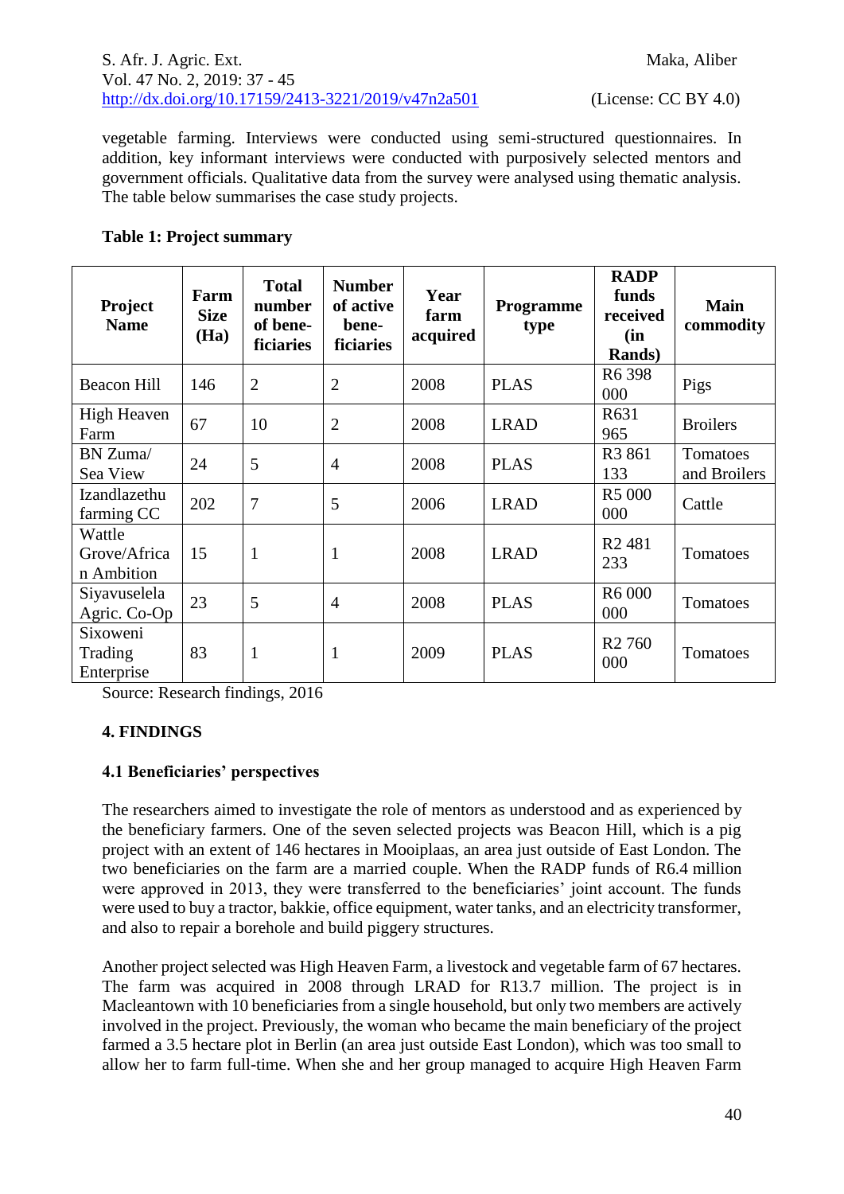vegetable farming. Interviews were conducted using semi-structured questionnaires. In addition, key informant interviews were conducted with purposively selected mentors and government officials. Qualitative data from the survey were analysed using thematic analysis. The table below summarises the case study projects.

**Table 1: Project summary**

| Project Name | Farm Size (Ha) | Total number of beneficiaries | Number of active beneficiaries | Year farm acquired | Programme type | RADP funds received (in Rands) | Main commodity |
|---|---|---|---|---|---|---|---|
| Beacon Hill | 146 | 2 | 2 | 2008 | PLAS | R6 398 000 | Pigs |
| High Heaven Farm | 67 | 10 | 2 | 2008 | LRAD | R631 965 | Broilers |
| BN Zuma/ Sea View | 24 | 5 | 4 | 2008 | PLAS | R3 861 133 | Tomatoes and Broilers |
| Izandlazethu farming CC | 202 | 7 | 5 | 2006 | LRAD | R5 000 000 | Cattle |
| Wattle Grove/African Ambition | 15 | 1 | 1 | 2008 | LRAD | R2 481 233 | Tomatoes |
| Siyavuselela Agric. Co-Op | 23 | 5 | 4 | 2008 | PLAS | R6 000 000 | Tomatoes |
| Sixoweni Trading Enterprise | 83 | 1 | 1 | 2009 | PLAS | R2 760 000 | Tomatoes |

Source: Research findings, 2016

## 4. FINDINGS

### 4.1 Beneficiaries' perspectives

The researchers aimed to investigate the role of mentors as understood and as experienced by the beneficiary farmers. One of the seven selected projects was Beacon Hill, which is a pig project with an extent of 146 hectares in Mooiplaas, an area just outside of East London. The two beneficiaries on the farm are a married couple. When the RADP funds of R6.4 million were approved in 2013, they were transferred to the beneficiaries' joint account. The funds were used to buy a tractor, bakkie, office equipment, water tanks, and an electricity transformer, and also to repair a borehole and build piggery structures.

Another project selected was High Heaven Farm, a livestock and vegetable farm of 67 hectares. The farm was acquired in 2008 through LRAD for R13.7 million. The project is in Macleantown with 10 beneficiaries from a single household, but only two members are actively involved in the project. Previously, the woman who became the main beneficiary of the project farmed a 3.5 hectare plot in Berlin (an area just outside East London), which was too small to allow her to farm full-time. When she and her group managed to acquire High Heaven Farm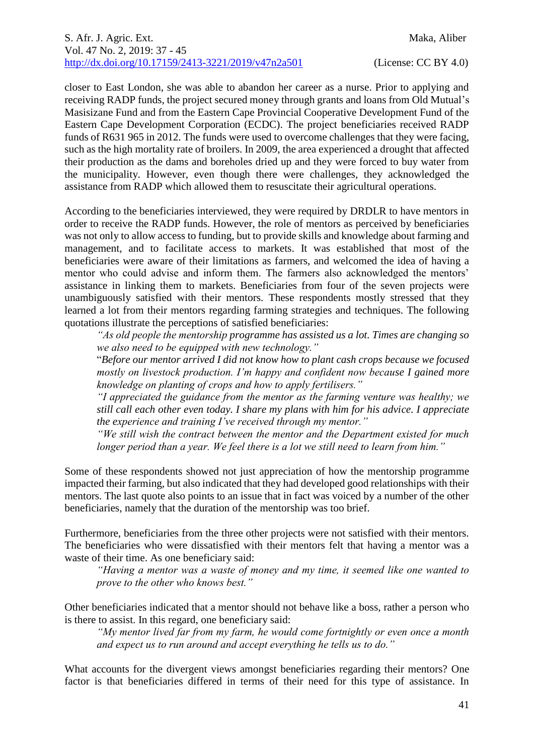closer to East London, she was able to abandon her career as a nurse. Prior to applying and receiving RADP funds, the project secured money through grants and loans from Old Mutual's Masisizane Fund and from the Eastern Cape Provincial Cooperative Development Fund of the Eastern Cape Development Corporation (ECDC). The project beneficiaries received RADP funds of R631 965 in 2012. The funds were used to overcome challenges that they were facing, such as the high mortality rate of broilers. In 2009, the area experienced a drought that affected their production as the dams and boreholes dried up and they were forced to buy water from the municipality. However, even though there were challenges, they acknowledged the assistance from RADP which allowed them to resuscitate their agricultural operations.

According to the beneficiaries interviewed, they were required by DRDLR to have mentors in order to receive the RADP funds. However, the role of mentors as perceived by beneficiaries was not only to allow access to funding, but to provide skills and knowledge about farming and management, and to facilitate access to markets. It was established that most of the beneficiaries were aware of their limitations as farmers, and welcomed the idea of having a mentor who could advise and inform them. The farmers also acknowledged the mentors' assistance in linking them to markets. Beneficiaries from four of the seven projects were unambiguously satisfied with their mentors. These respondents mostly stressed that they learned a lot from their mentors regarding farming strategies and techniques. The following quotations illustrate the perceptions of satisfied beneficiaries:

> *"As old people the mentorship programme has assisted us a lot. Times are changing so we also need to be equipped with new technology."*
>
> "*Before our mentor arrived I did not know how to plant cash crops because we focused mostly on livestock production. I'm happy and confident now because I gained more knowledge on planting of crops and how to apply fertilisers."*
>
> *"I appreciated the guidance from the mentor as the farming venture was healthy; we still call each other even today. I share my plans with him for his advice. I appreciate the experience and training I've received through my mentor."*
>
> *"We still wish the contract between the mentor and the Department existed for much longer period than a year. We feel there is a lot we still need to learn from him."*

Some of these respondents showed not just appreciation of how the mentorship programme impacted their farming, but also indicated that they had developed good relationships with their mentors. The last quote also points to an issue that in fact was voiced by a number of the other beneficiaries, namely that the duration of the mentorship was too brief.

Furthermore, beneficiaries from the three other projects were not satisfied with their mentors. The beneficiaries who were dissatisfied with their mentors felt that having a mentor was a waste of their time. As one beneficiary said:

> *"Having a mentor was a waste of money and my time, it seemed like one wanted to prove to the other who knows best."*

Other beneficiaries indicated that a mentor should not behave like a boss, rather a person who is there to assist. In this regard, one beneficiary said:

> *"My mentor lived far from my farm, he would come fortnightly or even once a month and expect us to run around and accept everything he tells us to do."*

What accounts for the divergent views amongst beneficiaries regarding their mentors? One factor is that beneficiaries differed in terms of their need for this type of assistance. In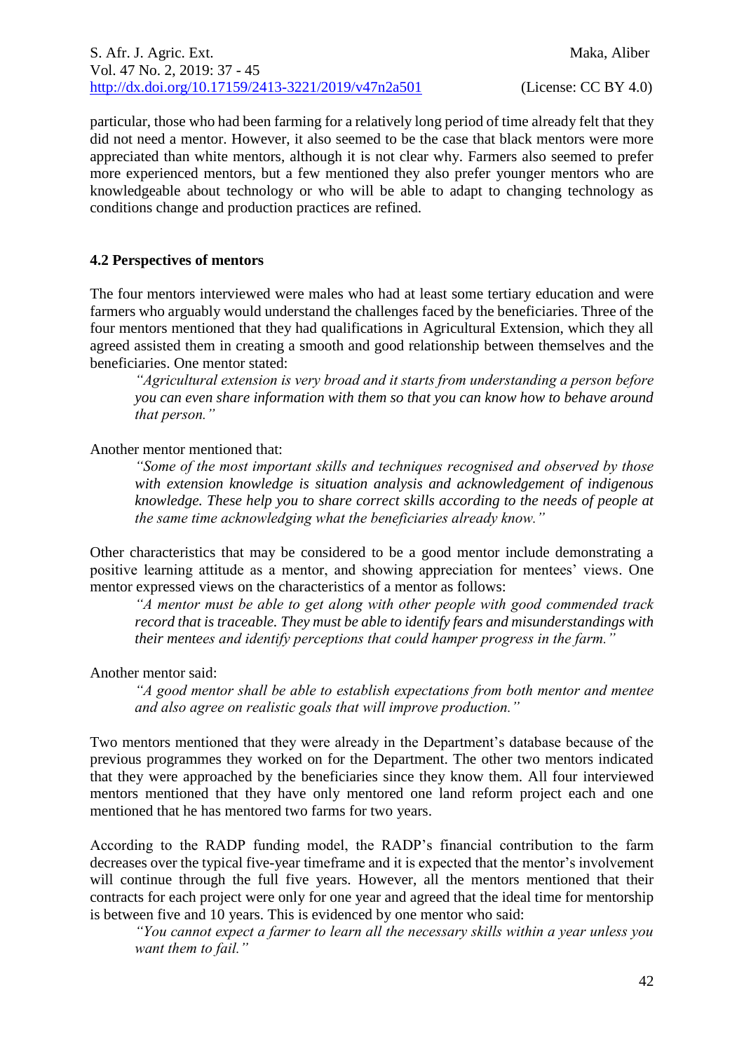particular, those who had been farming for a relatively long period of time already felt that they did not need a mentor. However, it also seemed to be the case that black mentors were more appreciated than white mentors, although it is not clear why. Farmers also seemed to prefer more experienced mentors, but a few mentioned they also prefer younger mentors who are knowledgeable about technology or who will be able to adapt to changing technology as conditions change and production practices are refined.

### 4.2 Perspectives of mentors

The four mentors interviewed were males who had at least some tertiary education and were farmers who arguably would understand the challenges faced by the beneficiaries. Three of the four mentors mentioned that they had qualifications in Agricultural Extension, which they all agreed assisted them in creating a smooth and good relationship between themselves and the beneficiaries. One mentor stated:

> *"Agricultural extension is very broad and it starts from understanding a person before you can even share information with them so that you can know how to behave around that person."*

Another mentor mentioned that:

> *"Some of the most important skills and techniques recognised and observed by those with extension knowledge is situation analysis and acknowledgement of indigenous knowledge. These help you to share correct skills according to the needs of people at the same time acknowledging what the beneficiaries already know."*

Other characteristics that may be considered to be a good mentor include demonstrating a positive learning attitude as a mentor, and showing appreciation for mentees' views. One mentor expressed views on the characteristics of a mentor as follows:

> *"A mentor must be able to get along with other people with good commended track record that is traceable. They must be able to identify fears and misunderstandings with their mentees and identify perceptions that could hamper progress in the farm."*

Another mentor said:

> *"A good mentor shall be able to establish expectations from both mentor and mentee and also agree on realistic goals that will improve production."*

Two mentors mentioned that they were already in the Department's database because of the previous programmes they worked on for the Department. The other two mentors indicated that they were approached by the beneficiaries since they know them. All four interviewed mentors mentioned that they have only mentored one land reform project each and one mentioned that he has mentored two farms for two years.

According to the RADP funding model, the RADP's financial contribution to the farm decreases over the typical five-year timeframe and it is expected that the mentor's involvement will continue through the full five years. However, all the mentors mentioned that their contracts for each project were only for one year and agreed that the ideal time for mentorship is between five and 10 years. This is evidenced by one mentor who said:

> *"You cannot expect a farmer to learn all the necessary skills within a year unless you want them to fail."*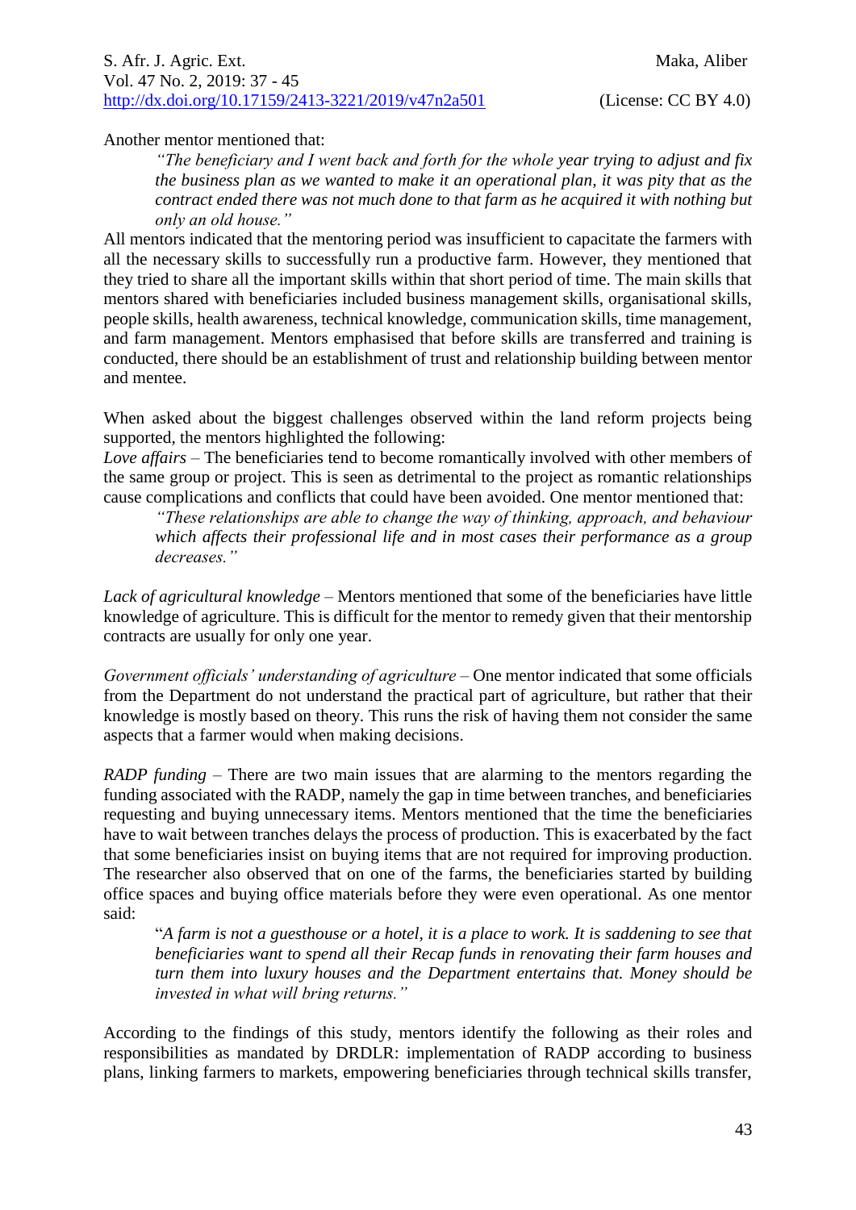Another mentor mentioned that:

> *"The beneficiary and I went back and forth for the whole year trying to adjust and fix the business plan as we wanted to make it an operational plan, it was pity that as the contract ended there was not much done to that farm as he acquired it with nothing but only an old house."*

All mentors indicated that the mentoring period was insufficient to capacitate the farmers with all the necessary skills to successfully run a productive farm. However, they mentioned that they tried to share all the important skills within that short period of time. The main skills that mentors shared with beneficiaries included business management skills, organisational skills, people skills, health awareness, technical knowledge, communication skills, time management, and farm management. Mentors emphasised that before skills are transferred and training is conducted, there should be an establishment of trust and relationship building between mentor and mentee.

When asked about the biggest challenges observed within the land reform projects being supported, the mentors highlighted the following:

*Love affairs* – The beneficiaries tend to become romantically involved with other members of the same group or project. This is seen as detrimental to the project as romantic relationships cause complications and conflicts that could have been avoided. One mentor mentioned that:

> *"These relationships are able to change the way of thinking, approach, and behaviour which affects their professional life and in most cases their performance as a group decreases."*

*Lack of agricultural knowledge* – Mentors mentioned that some of the beneficiaries have little knowledge of agriculture. This is difficult for the mentor to remedy given that their mentorship contracts are usually for only one year.

*Government officials' understanding of agriculture* – One mentor indicated that some officials from the Department do not understand the practical part of agriculture, but rather that their knowledge is mostly based on theory. This runs the risk of having them not consider the same aspects that a farmer would when making decisions.

*RADP funding* – There are two main issues that are alarming to the mentors regarding the funding associated with the RADP, namely the gap in time between tranches, and beneficiaries requesting and buying unnecessary items. Mentors mentioned that the time the beneficiaries have to wait between tranches delays the process of production. This is exacerbated by the fact that some beneficiaries insist on buying items that are not required for improving production. The researcher also observed that on one of the farms, the beneficiaries started by building office spaces and buying office materials before they were even operational. As one mentor said:

> "*A farm is not a guesthouse or a hotel, it is a place to work. It is saddening to see that beneficiaries want to spend all their Recap funds in renovating their farm houses and turn them into luxury houses and the Department entertains that. Money should be invested in what will bring returns."*

According to the findings of this study, mentors identify the following as their roles and responsibilities as mandated by DRDLR: implementation of RADP according to business plans, linking farmers to markets, empowering beneficiaries through technical skills transfer,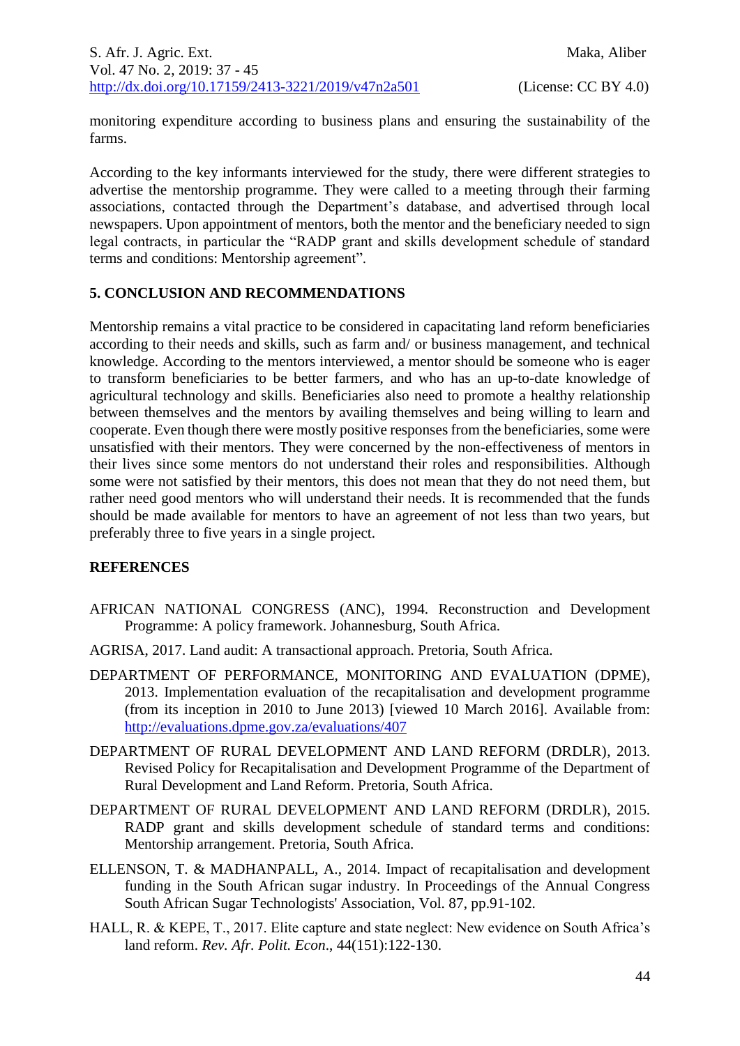monitoring expenditure according to business plans and ensuring the sustainability of the farms.

According to the key informants interviewed for the study, there were different strategies to advertise the mentorship programme. They were called to a meeting through their farming associations, contacted through the Department's database, and advertised through local newspapers. Upon appointment of mentors, both the mentor and the beneficiary needed to sign legal contracts, in particular the "RADP grant and skills development schedule of standard terms and conditions: Mentorship agreement".

## 5. CONCLUSION AND RECOMMENDATIONS

Mentorship remains a vital practice to be considered in capacitating land reform beneficiaries according to their needs and skills, such as farm and/ or business management, and technical knowledge. According to the mentors interviewed, a mentor should be someone who is eager to transform beneficiaries to be better farmers, and who has an up-to-date knowledge of agricultural technology and skills. Beneficiaries also need to promote a healthy relationship between themselves and the mentors by availing themselves and being willing to learn and cooperate. Even though there were mostly positive responses from the beneficiaries, some were unsatisfied with their mentors. They were concerned by the non-effectiveness of mentors in their lives since some mentors do not understand their roles and responsibilities. Although some were not satisfied by their mentors, this does not mean that they do not need them, but rather need good mentors who will understand their needs. It is recommended that the funds should be made available for mentors to have an agreement of not less than two years, but preferably three to five years in a single project.

## REFERENCES

AFRICAN NATIONAL CONGRESS (ANC), 1994. Reconstruction and Development Programme: A policy framework. Johannesburg, South Africa.

AGRISA, 2017. Land audit: A transactional approach. Pretoria, South Africa.

DEPARTMENT OF PERFORMANCE, MONITORING AND EVALUATION (DPME), 2013. Implementation evaluation of the recapitalisation and development programme (from its inception in 2010 to June 2013) [viewed 10 March 2016]. Available from: http://evaluations.dpme.gov.za/evaluations/407

DEPARTMENT OF RURAL DEVELOPMENT AND LAND REFORM (DRDLR), 2013. Revised Policy for Recapitalisation and Development Programme of the Department of Rural Development and Land Reform. Pretoria, South Africa.

DEPARTMENT OF RURAL DEVELOPMENT AND LAND REFORM (DRDLR), 2015. RADP grant and skills development schedule of standard terms and conditions: Mentorship arrangement. Pretoria, South Africa.

ELLENSON, T. & MADHANPALL, A., 2014. Impact of recapitalisation and development funding in the South African sugar industry. In Proceedings of the Annual Congress South African Sugar Technologists' Association, Vol. 87, pp.91-102.

HALL, R. & KEPE, T., 2017. Elite capture and state neglect: New evidence on South Africa's land reform. *Rev. Afr. Polit. Econ*., 44(151):122-130.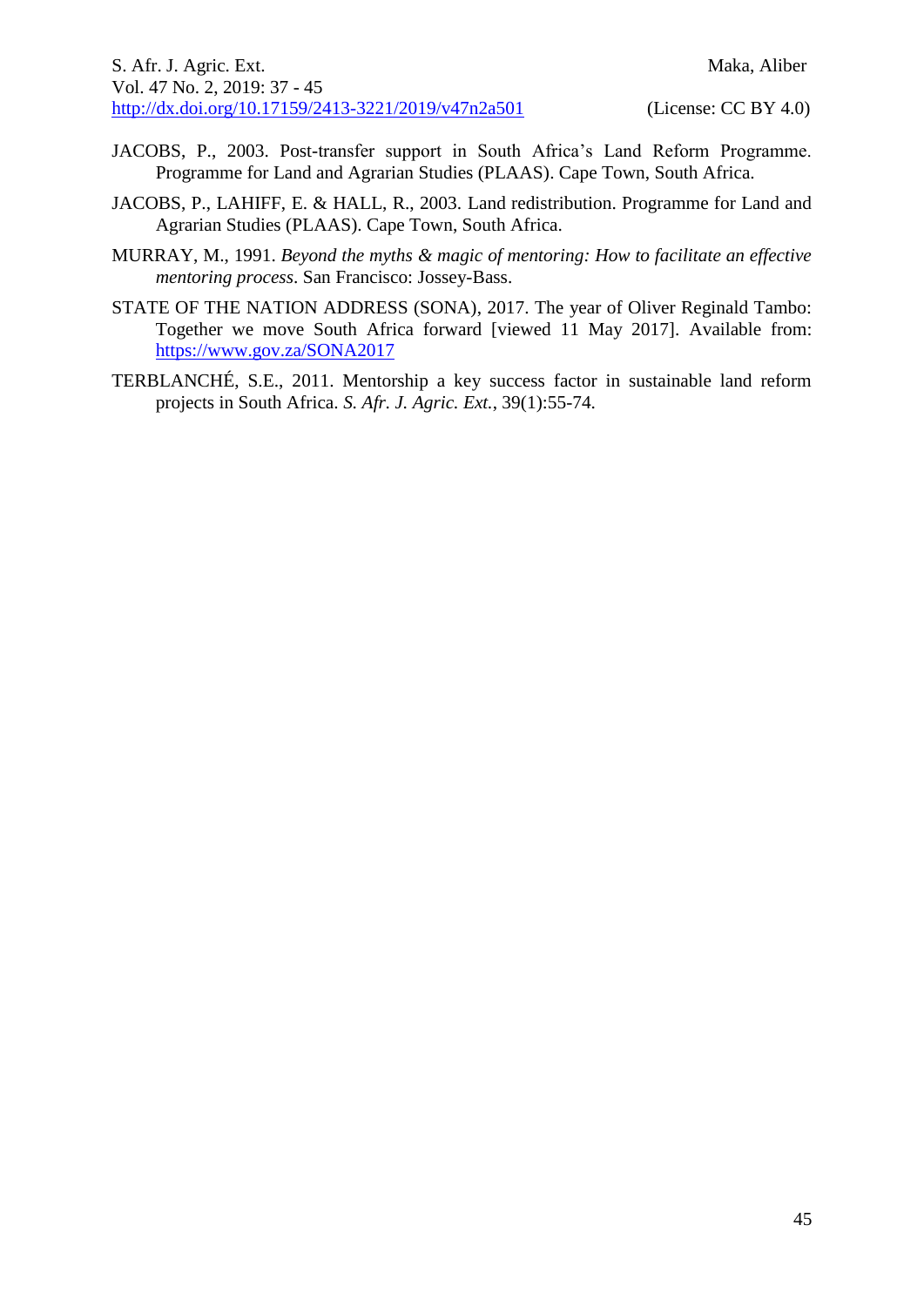JACOBS, P., 2003. Post-transfer support in South Africa's Land Reform Programme. Programme for Land and Agrarian Studies (PLAAS). Cape Town, South Africa.

JACOBS, P., LAHIFF, E. & HALL, R., 2003. Land redistribution. Programme for Land and Agrarian Studies (PLAAS). Cape Town, South Africa.

MURRAY, M., 1991. *Beyond the myths & magic of mentoring: How to facilitate an effective mentoring process*. San Francisco: Jossey-Bass.

STATE OF THE NATION ADDRESS (SONA), 2017. The year of Oliver Reginald Tambo: Together we move South Africa forward [viewed 11 May 2017]. Available from: https://www.gov.za/SONA2017

TERBLANCHÉ, S.E., 2011. Mentorship a key success factor in sustainable land reform projects in South Africa. *S. Afr. J. Agric. Ext.*, 39(1):55-74.